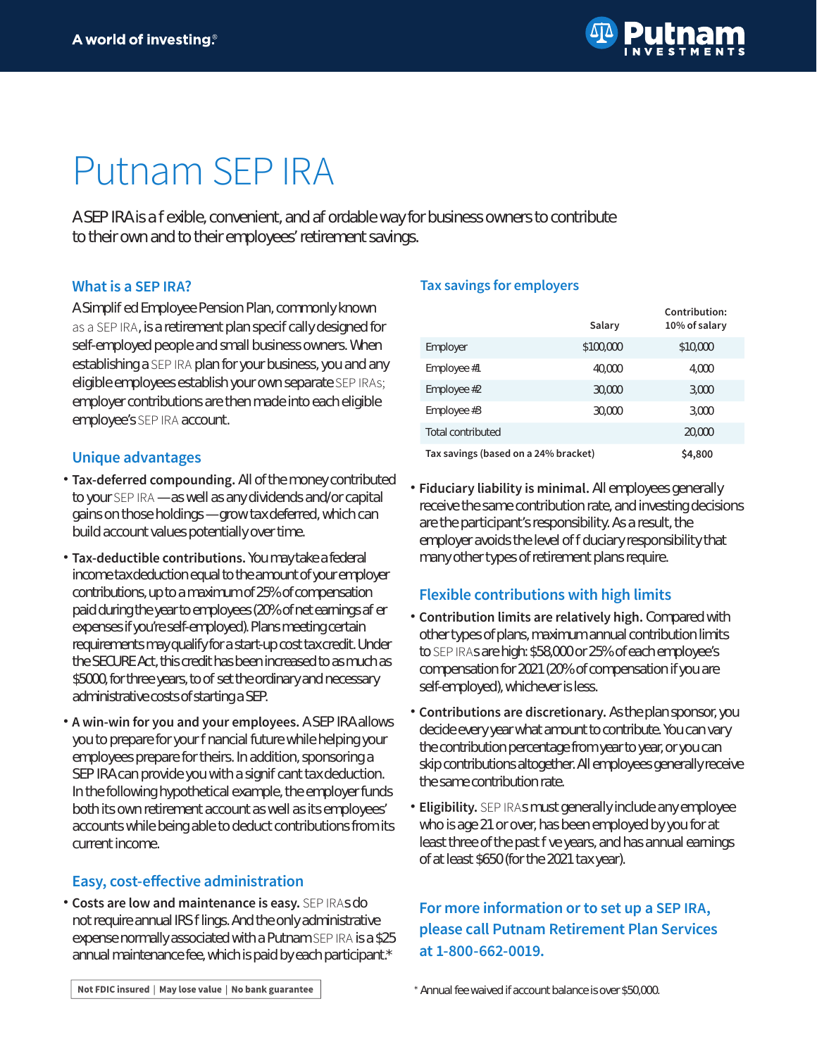# Putnam SEP IRA

A SEP IRA is a flexible, convenient, and affordable way for business owners to contribute to their own and to their employees' retirement savings.

## What is a SEP IRA?

A Simplified Employee Pension Plan, commonly known as a SEP IRA, is a retirement plan specifically designed for self-employed people and small business owners. When establishing a SEP IRA plan for your business, you and any eligible employees establish your own separate SEP IRAs; employer contributions are then made into each eligible employee's SEP IRA account.

## Unique advantages

- **Tax-deferred compounding.** All of the money contributed to your SEP IRA — as well as any dividends and/or capital gains on those holdings — grow tax deferred, which can build account values potentially over time.
- **Tax-deductible contributions.** You may take a federal income tax deduction equal to the amount of your employer contributions, up to a maximum of 25% of compensation paid during the year to employees (20% of net earnings after expenses if you're self-employed). Plans meeting certain requirements may qualify for a start-up cost tax credit. Under the SECURE Act, this credit has been increased to as much as $5000, for three years, to offset the ordinary and necessary administrative costs of starting a SEP.
- **A win-win for you and your employees.** A SEP IRA allows you to prepare for your financial future while helping your employees prepare for theirs. In addition, sponsoring a SEP IRA can provide you with a significant tax deduction. In the following hypothetical example, the employer funds both its own retirement account as well as its employees' accounts while being able to deduct contributions from its current income.

## Easy, cost-effective administration

- **Costs are low and maintenance is easy.** SEP IRAs do not require annual IRS filings. And the only administrative expense normally associated with a Putnam SEP IRA is a $25 annual maintenance fee, which is paid by each participant.*

Not FDIC insured | May lose value | No bank guarantee

## Tax savings for employers

| | Salary | Contribution: 10% of salary |
|---|---|---|
| Employer | $100,000 | $10,000 |
| Employee #1 | 40,000 | 4,000 |
| Employee #2 | 30,000 | 3,000 |
| Employee #3 | 30,000 | 3,000 |
| Total contributed | | 20,000 |
| **Tax savings (based on a 24% bracket)** | | **$4,800** |

- **Fiduciary liability is minimal.** All employees generally receive the same contribution rate, and investing decisions are the participant's responsibility. As a result, the employer avoids the level of fiduciary responsibility that many other types of retirement plans require.

## Flexible contributions with high limits

- **Contribution limits are relatively high.** Compared with other types of plans, maximum annual contribution limits to SEP IRAs are high: $58,000 or 25% of each employee's compensation for 2021 (20% of compensation if you are self-employed), whichever is less.
- **Contributions are discretionary.** As the plan sponsor, you decide every year what amount to contribute. You can vary the contribution percentage from year to year, or you can skip contributions altogether. All employees generally receive the same contribution rate.
- **Eligibility.** SEP IRAs must generally include any employee who is age 21 or over, has been employed by you for at least three of the past five years, and has annual earnings of at least $650 (for the 2021 tax year).

**For more information or to set up a SEP IRA, please call Putnam Retirement Plan Services at 1-800-662-0019.**

* Annual fee waived if account balance is over $50,000.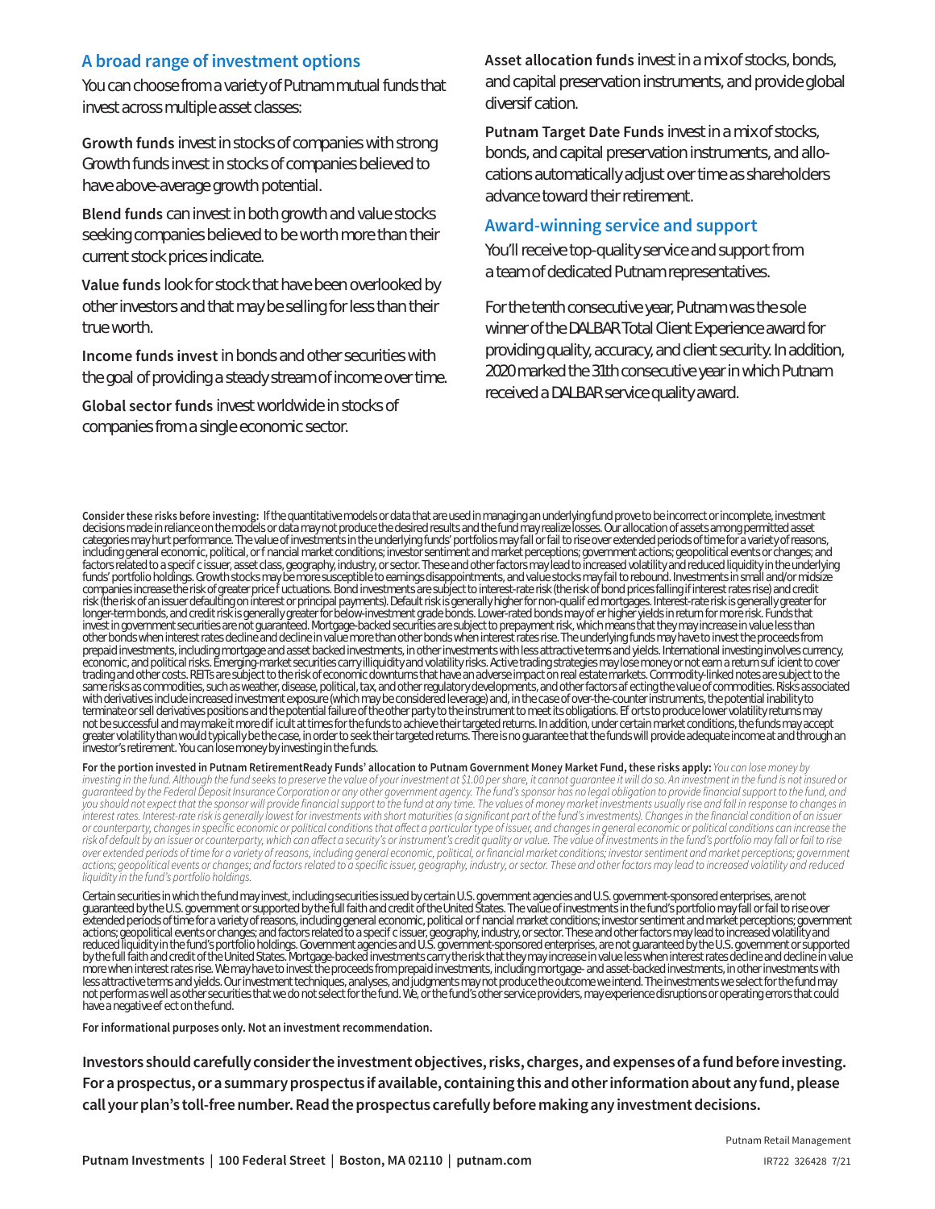## A broad range of investment options

You can choose from a variety of Putnam mutual funds that invest across multiple asset classes:

**Growth funds** invest in stocks of companies with strong Growth funds invest in stocks of companies believed to have above-average growth potential.

**Blend funds** can invest in both growth and value stocks seeking companies believed to be worth more than their current stock prices indicate.

**Value funds** look for stock that have been overlooked by other investors and that may be selling for less than their true worth.

**Income funds invest** in bonds and other securities with the goal of providing a steady stream of income over time.

**Global sector funds** invest worldwide in stocks of companies from a single economic sector.

**Asset allocation funds** invest in a mix of stocks, bonds, and capital preservation instruments, and provide global diversif cation.

**Putnam Target Date Funds** invest in a mix of stocks, bonds, and capital preservation instruments, and allocations automatically adjust over time as shareholders advance toward their retirement.

## Award-winning service and support

You'll receive top-quality service and support from a team of dedicated Putnam representatives.

For the tenth consecutive year, Putnam was the sole winner of the DALBAR Total Client Experience award for providing quality, accuracy, and client security. In addition, 2020 marked the 31th consecutive year in which Putnam received a DALBAR service quality award.

**Consider these risks before investing:** If the quantitative models or data that are used in managing an underlying fund prove to be incorrect or incomplete, investment decisions made in reliance on the models or data may not produce the desired results and the fund may realize losses. Our allocation of assets among permitted asset categories may hurt performance. The value of investments in the underlying funds' portfolios may fall or fail to rise over extended periods of time for a variety of reasons, including general economic, political, or f nancial market conditions; investor sentiment and market perceptions; government actions; geopolitical events or changes; and factors related to a specif c issuer, asset class, geography, industry, or sector. These and other factors may lead to increased volatility and reduced liquidity in the underlying funds' portfolio holdings. Growth stocks may be more susceptible to earnings disappointments, and value stocks may fail to rebound. Investments in small and/or midsize companies increase the risk of greater price f uctuations. Bond investments are subject to interest-rate risk (the risk of bond prices falling if interest rates rise) and credit risk (the risk of an issuer defaulting on interest or principal payments). Default risk is generally higher for non-qualif ed mortgages. Interest-rate risk is generally greater for longer-term bonds, and credit risk is generally greater for below-investment grade bonds. Lower-rated bonds may of er higher yields in return for more risk. Funds that invest in government securities are not guaranteed. Mortgage-backed securities are subject to prepayment risk, which means that they may increase in value less than other bonds when interest rates decline and decline in value more than other bonds when interest rates rise. The underlying funds may have to invest the proceeds from prepaid investments, including mortgage and asset backed investments, in other investments with less attractive terms and yields. International investing involves currency, economic, and political risks. Emerging-market securities carry illiquidity and volatility risks. Active trading strategies may lose money or not earn a return suf icient to cover trading and other costs. REITs are subject to the risk of economic downturns that have an adverse impact on real estate markets. Commodity-linked notes are subject to the same risks as commodities, such as weather, disease, political, tax, and other regulatory developments, and other factors af ecting the value of commodities. Risks associated with derivatives include increased investment exposure (which may be considered leverage) and, in the case of over-the-counter instruments, the potential inability to terminate or sell derivatives positions and the potential failure of the other party to the instrument to meet its obligations. Ef orts to produce lower volatility returns may not be successful and may make it more dif icult at times for the funds to achieve their targeted returns. In addition, under certain market conditions, the funds may accept greater volatility than would typically be the case, in order to seek their targeted returns. There is no guarantee that the funds will provide adequate income at and through an investor's retirement. You can lose money by investing in the funds.

**For the portion invested in Putnam RetirementReady Funds' allocation to Putnam Government Money Market Fund, these risks apply:** *You can lose money by investing in the fund. Although the fund seeks to preserve the value of your investment at $1.00 per share, it cannot guarantee it will do so. An investment in the fund is not insured or guaranteed by the Federal Deposit Insurance Corporation or any other government agency. The fund's sponsor has no legal obligation to provide financial support to the fund, and you should not expect that the sponsor will provide financial support to the fund at any time. The values of money market investments usually rise and fall in response to changes in interest rates. Interest-rate risk is generally lowest for investments with short maturities (a significant part of the fund's investments). Changes in the financial condition of an issuer or counterparty, changes in specific economic or political conditions that affect a particular type of issuer, and changes in general economic or political conditions can increase the risk of default by an issuer or counterparty, which can affect a security's or instrument's credit quality or value. The value of investments in the fund's portfolio may fall or fail to rise over extended periods of time for a variety of reasons, including general economic, political, or financial market conditions; investor sentiment and market perceptions; government actions; geopolitical events or changes; and factors related to a specific issuer, geography, industry, or sector. These and other factors may lead to increased volatility and reduced liquidity in the fund's portfolio holdings.*

Certain securities in which the fund may invest, including securities issued by certain U.S. government agencies and U.S. government-sponsored enterprises, are not guaranteed by the U.S. government or supported by the full faith and credit of the United States. The value of investments in the fund's portfolio may fall or fail to rise over extended periods of time for a variety of reasons, including general economic, political or f nancial market conditions; investor sentiment and market perceptions; government actions; geopolitical events or changes; and factors related to a specif c issuer, geography, industry, or sector. These and other factors may lead to increased volatility and reduced liquidity in the fund's portfolio holdings. Government agencies and U.S. government-sponsored enterprises, are not guaranteed by the U.S. government or supported by the full faith and credit of the United States. Mortgage-backed investments carry the risk that they may increase in value less when interest rates decline and decline in value more when interest rates rise. We may have to invest the proceeds from prepaid investments, including mortgage- and asset-backed investments, in other investments with less attractive terms and yields. Our investment techniques, analyses, and judgments may not produce the outcome we intend. The investments we select for the fund may not perform as well as other securities that we do not select for the fund. We, or the fund's other service providers, may experience disruptions or operating errors that could have a negative ef ect on the fund.

**For informational purposes only. Not an investment recommendation.**

**Investors should carefully consider the investment objectives, risks, charges, and expenses of a fund before investing. For a prospectus, or a summary prospectus if available, containing this and other information about any fund, please call your plan's toll-free number. Read the prospectus carefully before making any investment decisions.**

Putnam Retail Management

**Putnam Investments | 100 Federal Street | Boston, MA 02110 | putnam.com**

IR722 326428 7/21